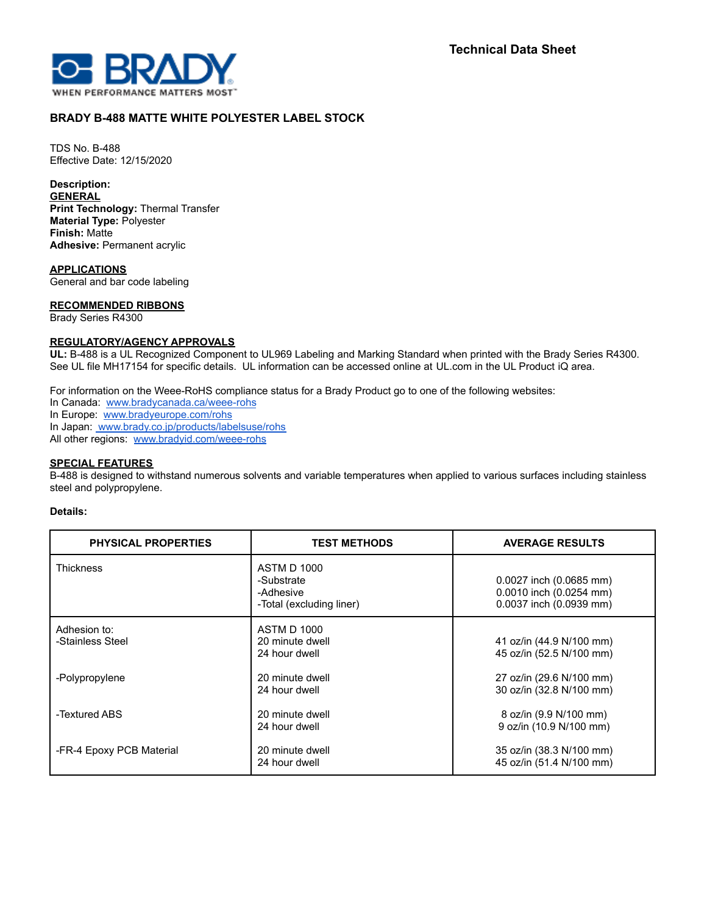Technical Data Sheet

BRADY — WHEN PERFORMANCE MATTERS MOST™

# BRADY B-488 MATTE WHITE POLYESTER LABEL STOCK

TDS No. B-488
Effective Date: 12/15/2020

**Description:**

**GENERAL**

**Print Technology:** Thermal Transfer
**Material Type:** Polyester
**Finish:** Matte
**Adhesive:** Permanent acrylic

**APPLICATIONS**

General and bar code labeling

**RECOMMENDED RIBBONS**

Brady Series R4300

**REGULATORY/AGENCY APPROVALS**

**UL:** B-488 is a UL Recognized Component to UL969 Labeling and Marking Standard when printed with the Brady Series R4300. See UL file MH17154 for specific details. UL information can be accessed online at UL.com in the UL Product iQ area.

For information on the Weee-RoHS compliance status for a Brady Product go to one of the following websites:
In Canada: www.bradycanada.ca/weee-rohs
In Europe: www.bradyeurope.com/rohs
In Japan: www.brady.co.jp/products/labelsuse/rohs
All other regions: www.bradyid.com/weee-rohs

**SPECIAL FEATURES**

B-488 is designed to withstand numerous solvents and variable temperatures when applied to various surfaces including stainless steel and polypropylene.

**Details:**

| PHYSICAL PROPERTIES | TEST METHODS | AVERAGE RESULTS |
|---|---|---|
| Thickness | ASTM D 1000 | |
| | -Substrate | 0.0027 inch (0.0685 mm) |
| | -Adhesive | 0.0010 inch (0.0254 mm) |
| | -Total (excluding liner) | 0.0037 inch (0.0939 mm) |
| Adhesion to: | ASTM D 1000 | |
| -Stainless Steel | 20 minute dwell | 41 oz/in (44.9 N/100 mm) |
| | 24 hour dwell | 45 oz/in (52.5 N/100 mm) |
| -Polypropylene | 20 minute dwell | 27 oz/in (29.6 N/100 mm) |
| | 24 hour dwell | 30 oz/in (32.8 N/100 mm) |
| -Textured ABS | 20 minute dwell | 8 oz/in (9.9 N/100 mm) |
| | 24 hour dwell | 9 oz/in (10.9 N/100 mm) |
| -FR-4 Epoxy PCB Material | 20 minute dwell | 35 oz/in (38.3 N/100 mm) |
| | 24 hour dwell | 45 oz/in (51.4 N/100 mm) |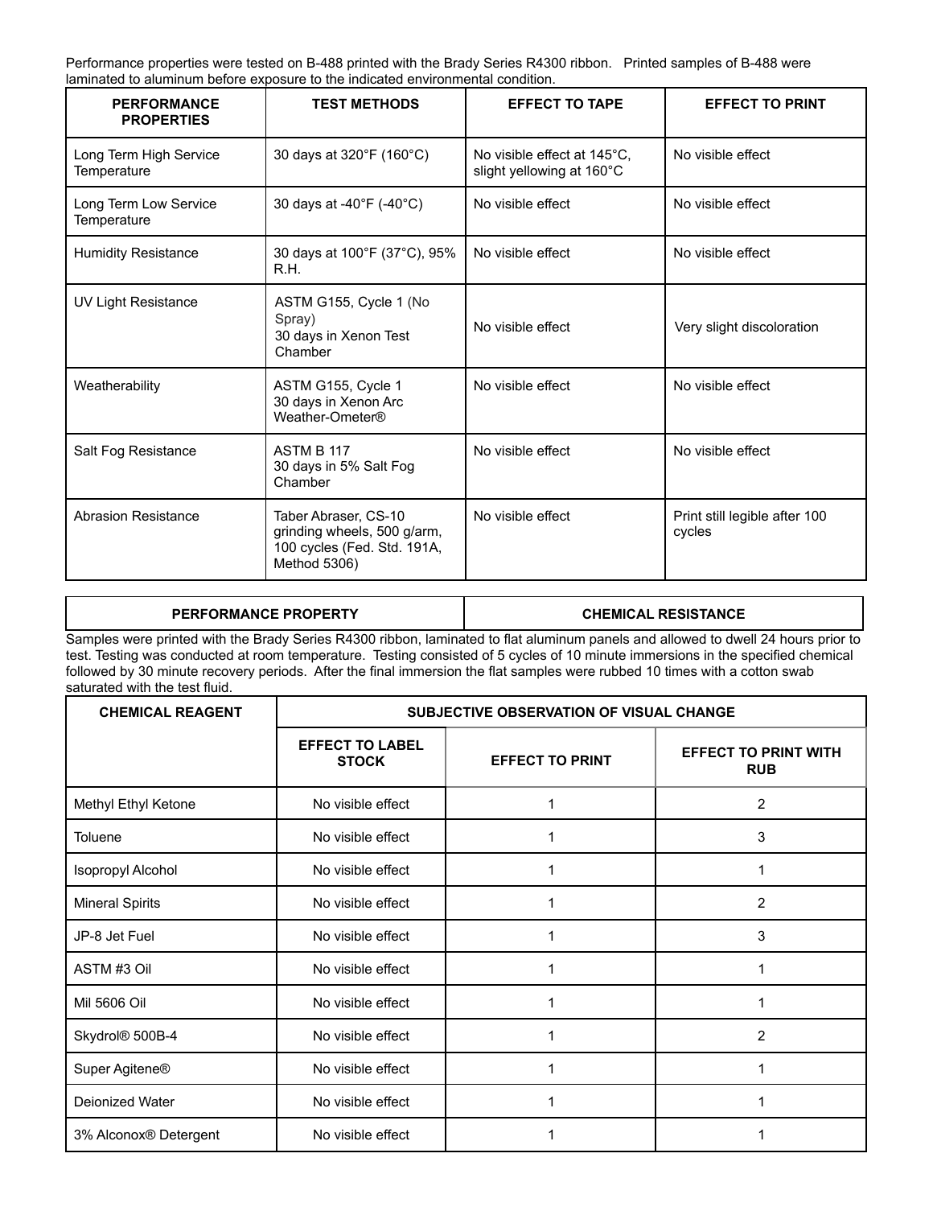Performance properties were tested on B-488 printed with the Brady Series R4300 ribbon. Printed samples of B-488 were laminated to aluminum before exposure to the indicated environmental condition.

| PERFORMANCE PROPERTIES | TEST METHODS | EFFECT TO TAPE | EFFECT TO PRINT |
|---|---|---|---|
| Long Term High Service Temperature | 30 days at 320°F (160°C) | No visible effect at 145°C, slight yellowing at 160°C | No visible effect |
| Long Term Low Service Temperature | 30 days at -40°F (-40°C) | No visible effect | No visible effect |
| Humidity Resistance | 30 days at 100°F (37°C), 95% R.H. | No visible effect | No visible effect |
| UV Light Resistance | ASTM G155, Cycle 1 (No Spray) 30 days in Xenon Test Chamber | No visible effect | Very slight discoloration |
| Weatherability | ASTM G155, Cycle 1 30 days in Xenon Arc Weather-Ometer® | No visible effect | No visible effect |
| Salt Fog Resistance | ASTM B 117 30 days in 5% Salt Fog Chamber | No visible effect | No visible effect |
| Abrasion Resistance | Taber Abraser, CS-10 grinding wheels, 500 g/arm, 100 cycles (Fed. Std. 191A, Method 5306) | No visible effect | Print still legible after 100 cycles |

| PERFORMANCE PROPERTY | CHEMICAL RESISTANCE |
|---|---|

Samples were printed with the Brady Series R4300 ribbon, laminated to flat aluminum panels and allowed to dwell 24 hours prior to test. Testing was conducted at room temperature. Testing consisted of 5 cycles of 10 minute immersions in the specified chemical followed by 30 minute recovery periods. After the final immersion the flat samples were rubbed 10 times with a cotton swab saturated with the test fluid.

| CHEMICAL REAGENT | SUBJECTIVE OBSERVATION OF VISUAL CHANGE | | |
|---|---|---|---|
| | EFFECT TO LABEL STOCK | EFFECT TO PRINT | EFFECT TO PRINT WITH RUB |
| Methyl Ethyl Ketone | No visible effect | 1 | 2 |
| Toluene | No visible effect | 1 | 3 |
| Isopropyl Alcohol | No visible effect | 1 | 1 |
| Mineral Spirits | No visible effect | 1 | 2 |
| JP-8 Jet Fuel | No visible effect | 1 | 3 |
| ASTM #3 Oil | No visible effect | 1 | 1 |
| Mil 5606 Oil | No visible effect | 1 | 1 |
| Skydrol® 500B-4 | No visible effect | 1 | 2 |
| Super Agitene® | No visible effect | 1 | 1 |
| Deionized Water | No visible effect | 1 | 1 |
| 3% Alconox® Detergent | No visible effect | 1 | 1 |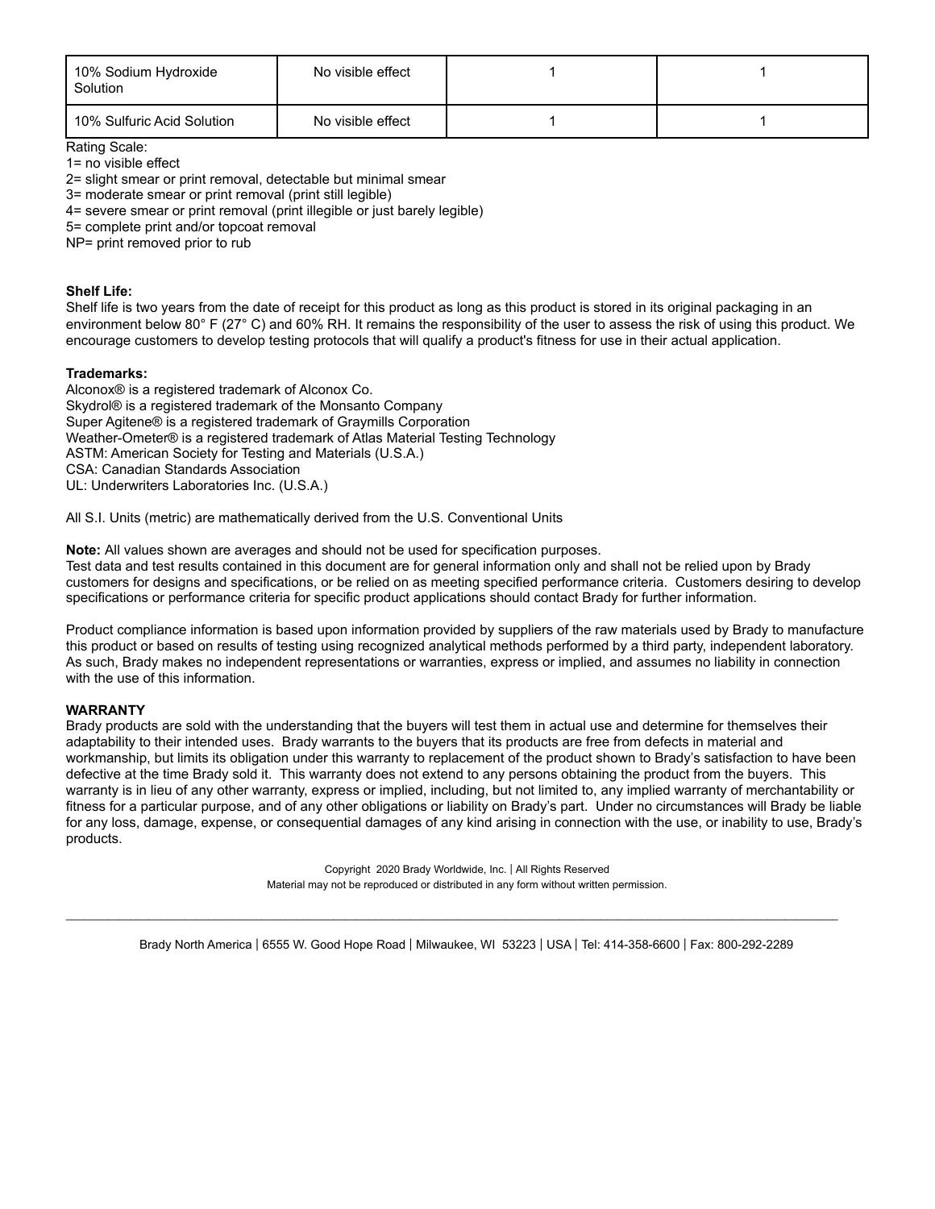| | | | |
|---|---|---|---|
| 10% Sodium Hydroxide Solution | No visible effect | 1 | 1 |
| 10% Sulfuric Acid Solution | No visible effect | 1 | 1 |

Rating Scale:
1= no visible effect
2= slight smear or print removal, detectable but minimal smear
3= moderate smear or print removal (print still legible)
4= severe smear or print removal (print illegible or just barely legible)
5= complete print and/or topcoat removal
NP= print removed prior to rub

**Shelf Life:**
Shelf life is two years from the date of receipt for this product as long as this product is stored in its original packaging in an environment below 80° F (27° C) and 60% RH. It remains the responsibility of the user to assess the risk of using this product. We encourage customers to develop testing protocols that will qualify a product's fitness for use in their actual application.

**Trademarks:**
Alconox® is a registered trademark of Alconox Co.
Skydrol® is a registered trademark of the Monsanto Company
Super Agitene® is a registered trademark of Graymills Corporation
Weather-Ometer® is a registered trademark of Atlas Material Testing Technology
ASTM: American Society for Testing and Materials (U.S.A.)
CSA: Canadian Standards Association
UL: Underwriters Laboratories Inc. (U.S.A.)

All S.I. Units (metric) are mathematically derived from the U.S. Conventional Units

**Note:** All values shown are averages and should not be used for specification purposes.
Test data and test results contained in this document are for general information only and shall not be relied upon by Brady customers for designs and specifications, or be relied on as meeting specified performance criteria. Customers desiring to develop specifications or performance criteria for specific product applications should contact Brady for further information.

Product compliance information is based upon information provided by suppliers of the raw materials used by Brady to manufacture this product or based on results of testing using recognized analytical methods performed by a third party, independent laboratory. As such, Brady makes no independent representations or warranties, express or implied, and assumes no liability in connection with the use of this information.

**WARRANTY**
Brady products are sold with the understanding that the buyers will test them in actual use and determine for themselves their adaptability to their intended uses. Brady warrants to the buyers that its products are free from defects in material and workmanship, but limits its obligation under this warranty to replacement of the product shown to Brady's satisfaction to have been defective at the time Brady sold it. This warranty does not extend to any persons obtaining the product from the buyers. This warranty is in lieu of any other warranty, express or implied, including, but not limited to, any implied warranty of merchantability or fitness for a particular purpose, and of any other obligations or liability on Brady's part. Under no circumstances will Brady be liable for any loss, damage, expense, or consequential damages of any kind arising in connection with the use, or inability to use, Brady's products.

Copyright 2020 Brady Worldwide, Inc. | All Rights Reserved
Material may not be reproduced or distributed in any form without written permission.

Brady North America | 6555 W. Good Hope Road | Milwaukee, WI 53223 | USA | Tel: 414-358-6600 | Fax: 800-292-2289